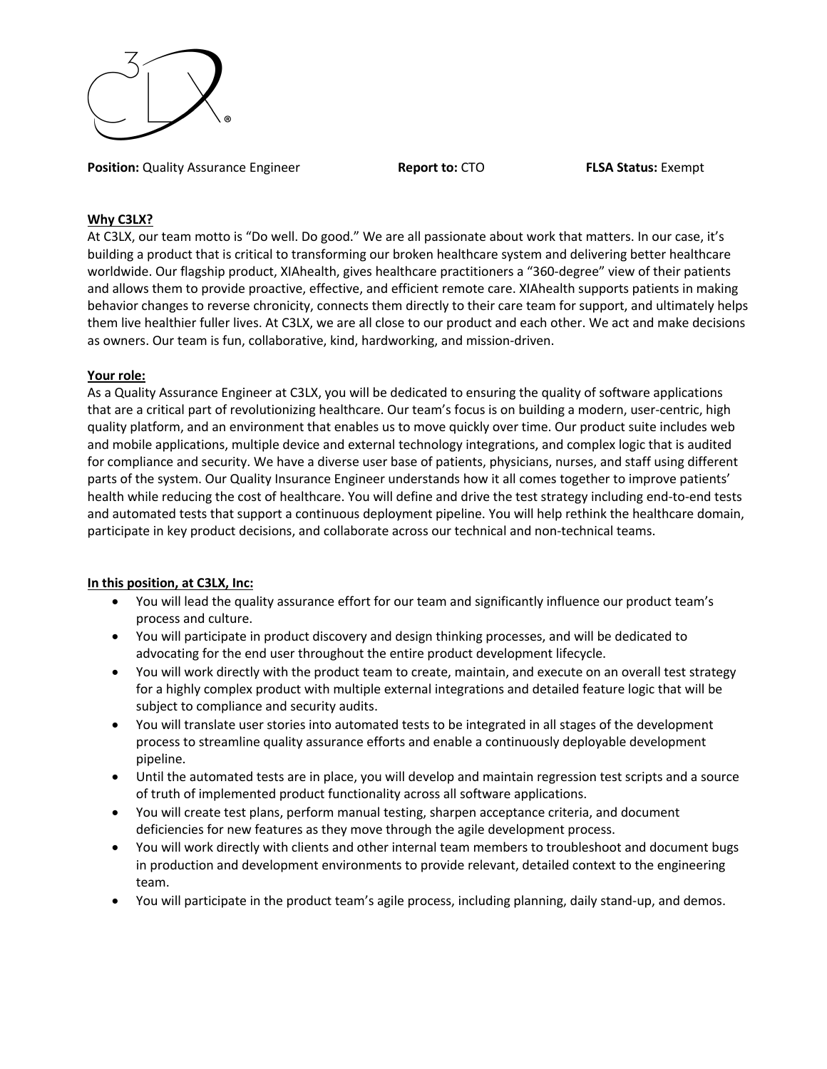**Position:** Quality Assurance Engineer **Report to:** CTO **FLSA Status:** Exempt

## Why C3LX?

At C3LX, our team motto is "Do well. Do good." We are all passionate about work that matters. In our case, it's building a product that is critical to transforming our broken healthcare system and delivering better healthcare worldwide. Our flagship product, XIAhealth, gives healthcare practitioners a "360-degree" view of their patients and allows them to provide proactive, effective, and efficient remote care. XIAhealth supports patients in making behavior changes to reverse chronicity, connects them directly to their care team for support, and ultimately helps them live healthier fuller lives. At C3LX, we are all close to our product and each other. We act and make decisions as owners. Our team is fun, collaborative, kind, hardworking, and mission-driven.

## Your role:

As a Quality Assurance Engineer at C3LX, you will be dedicated to ensuring the quality of software applications that are a critical part of revolutionizing healthcare. Our team's focus is on building a modern, user-centric, high quality platform, and an environment that enables us to move quickly over time. Our product suite includes web and mobile applications, multiple device and external technology integrations, and complex logic that is audited for compliance and security. We have a diverse user base of patients, physicians, nurses, and staff using different parts of the system. Our Quality Insurance Engineer understands how it all comes together to improve patients' health while reducing the cost of healthcare. You will define and drive the test strategy including end-to-end tests and automated tests that support a continuous deployment pipeline. You will help rethink the healthcare domain, participate in key product decisions, and collaborate across our technical and non-technical teams.

## In this position, at C3LX, Inc:

- You will lead the quality assurance effort for our team and significantly influence our product team's process and culture.
- You will participate in product discovery and design thinking processes, and will be dedicated to advocating for the end user throughout the entire product development lifecycle.
- You will work directly with the product team to create, maintain, and execute on an overall test strategy for a highly complex product with multiple external integrations and detailed feature logic that will be subject to compliance and security audits.
- You will translate user stories into automated tests to be integrated in all stages of the development process to streamline quality assurance efforts and enable a continuously deployable development pipeline.
- Until the automated tests are in place, you will develop and maintain regression test scripts and a source of truth of implemented product functionality across all software applications.
- You will create test plans, perform manual testing, sharpen acceptance criteria, and document deficiencies for new features as they move through the agile development process.
- You will work directly with clients and other internal team members to troubleshoot and document bugs in production and development environments to provide relevant, detailed context to the engineering team.
- You will participate in the product team's agile process, including planning, daily stand-up, and demos.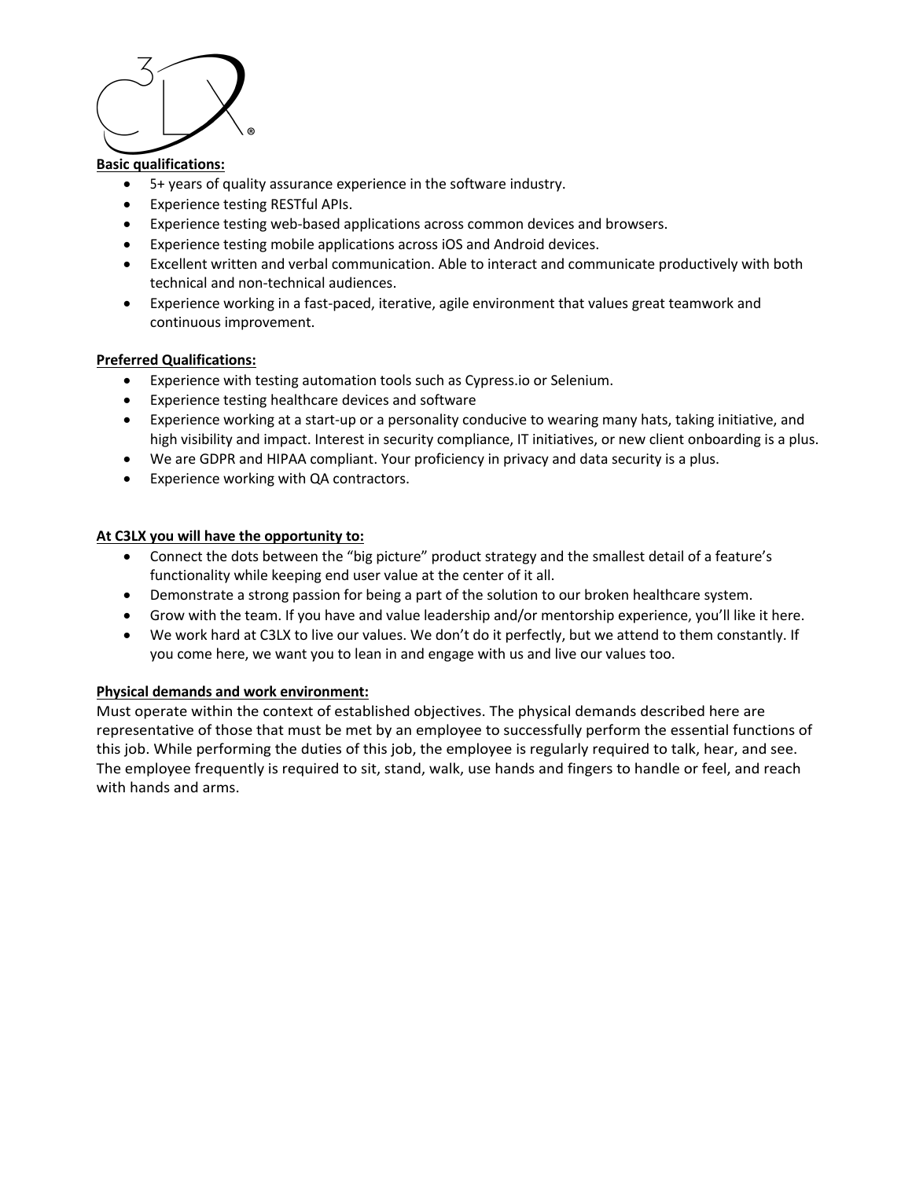**Basic qualifications:**

- 5+ years of quality assurance experience in the software industry.
- Experience testing RESTful APIs.
- Experience testing web-based applications across common devices and browsers.
- Experience testing mobile applications across iOS and Android devices.
- Excellent written and verbal communication. Able to interact and communicate productively with both technical and non-technical audiences.
- Experience working in a fast-paced, iterative, agile environment that values great teamwork and continuous improvement.

**Preferred Qualifications:**

- Experience with testing automation tools such as Cypress.io or Selenium.
- Experience testing healthcare devices and software
- Experience working at a start-up or a personality conducive to wearing many hats, taking initiative, and high visibility and impact. Interest in security compliance, IT initiatives, or new client onboarding is a plus.
- We are GDPR and HIPAA compliant. Your proficiency in privacy and data security is a plus.
- Experience working with QA contractors.

**At C3LX you will have the opportunity to:**

- Connect the dots between the "big picture" product strategy and the smallest detail of a feature's functionality while keeping end user value at the center of it all.
- Demonstrate a strong passion for being a part of the solution to our broken healthcare system.
- Grow with the team. If you have and value leadership and/or mentorship experience, you'll like it here.
- We work hard at C3LX to live our values. We don't do it perfectly, but we attend to them constantly. If you come here, we want you to lean in and engage with us and live our values too.

**Physical demands and work environment:**

Must operate within the context of established objectives. The physical demands described here are representative of those that must be met by an employee to successfully perform the essential functions of this job. While performing the duties of this job, the employee is regularly required to talk, hear, and see. The employee frequently is required to sit, stand, walk, use hands and fingers to handle or feel, and reach with hands and arms.